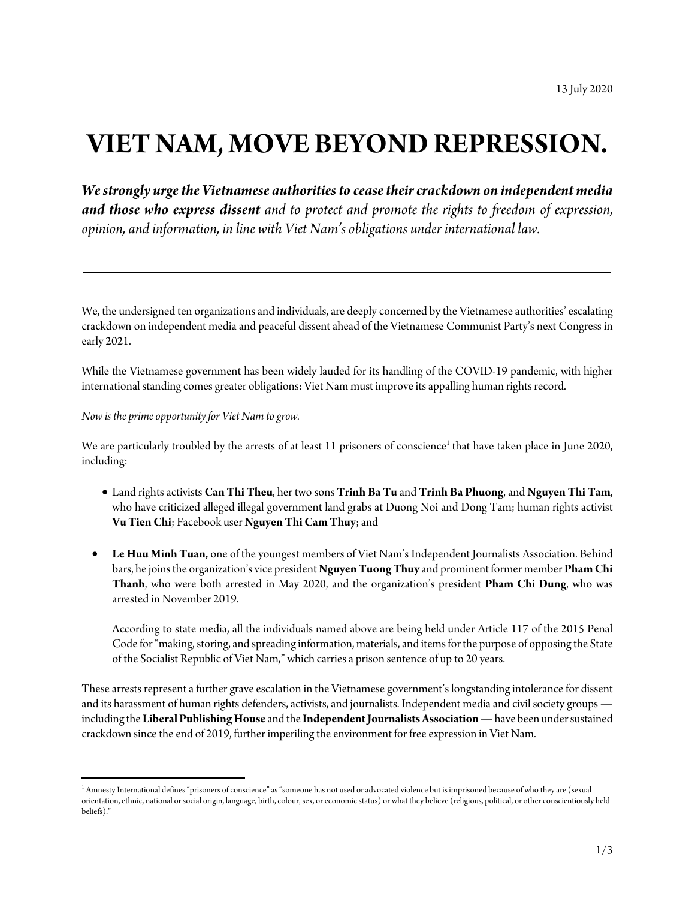13 July 2020

# VIET NAM, MOVE BEYOND REPRESSION.

***We strongly urge the Vietnamese authorities to cease their crackdown on independent media and those who express dissent*** *and to protect and promote the rights to freedom of expression, opinion, and information, in line with Viet Nam's obligations under international law.*

---

We, the undersigned ten organizations and individuals, are deeply concerned by the Vietnamese authorities' escalating crackdown on independent media and peaceful dissent ahead of the Vietnamese Communist Party's next Congress in early 2021.

While the Vietnamese government has been widely lauded for its handling of the COVID-19 pandemic, with higher international standing comes greater obligations: Viet Nam must improve its appalling human rights record.

*Now is the prime opportunity for Viet Nam to grow.*

We are particularly troubled by the arrests of at least 11 prisoners of conscience[1] that have taken place in June 2020, including:

- Land rights activists **Can Thi Theu**, her two sons **Trinh Ba Tu** and **Trinh Ba Phuong**, and **Nguyen Thi Tam**, who have criticized alleged illegal government land grabs at Duong Noi and Dong Tam; human rights activist **Vu Tien Chi**; Facebook user **Nguyen Thi Cam Thuy**; and

- **Le Huu Minh Tuan,** one of the youngest members of Viet Nam's Independent Journalists Association. Behind bars, he joins the organization's vice president **Nguyen Tuong Thuy** and prominent former member **Pham Chi Thanh**, who were both arrested in May 2020, and the organization's president **Pham Chi Dung**, who was arrested in November 2019.

  According to state media, all the individuals named above are being held under Article 117 of the 2015 Penal Code for "making, storing, and spreading information, materials, and items for the purpose of opposing the State of the Socialist Republic of Viet Nam," which carries a prison sentence of up to 20 years.

These arrests represent a further grave escalation in the Vietnamese government's longstanding intolerance for dissent and its harassment of human rights defenders, activists, and journalists. Independent media and civil society groups — including the **Liberal Publishing House** and the **Independent Journalists Association** — have been under sustained crackdown since the end of 2019, further imperiling the environment for free expression in Viet Nam.

---

[1] Amnesty International defines "prisoners of conscience" as "someone has not used or advocated violence but is imprisoned because of who they are (sexual orientation, ethnic, national or social origin, language, birth, colour, sex, or economic status) or what they believe (religious, political, or other conscientiously held beliefs)."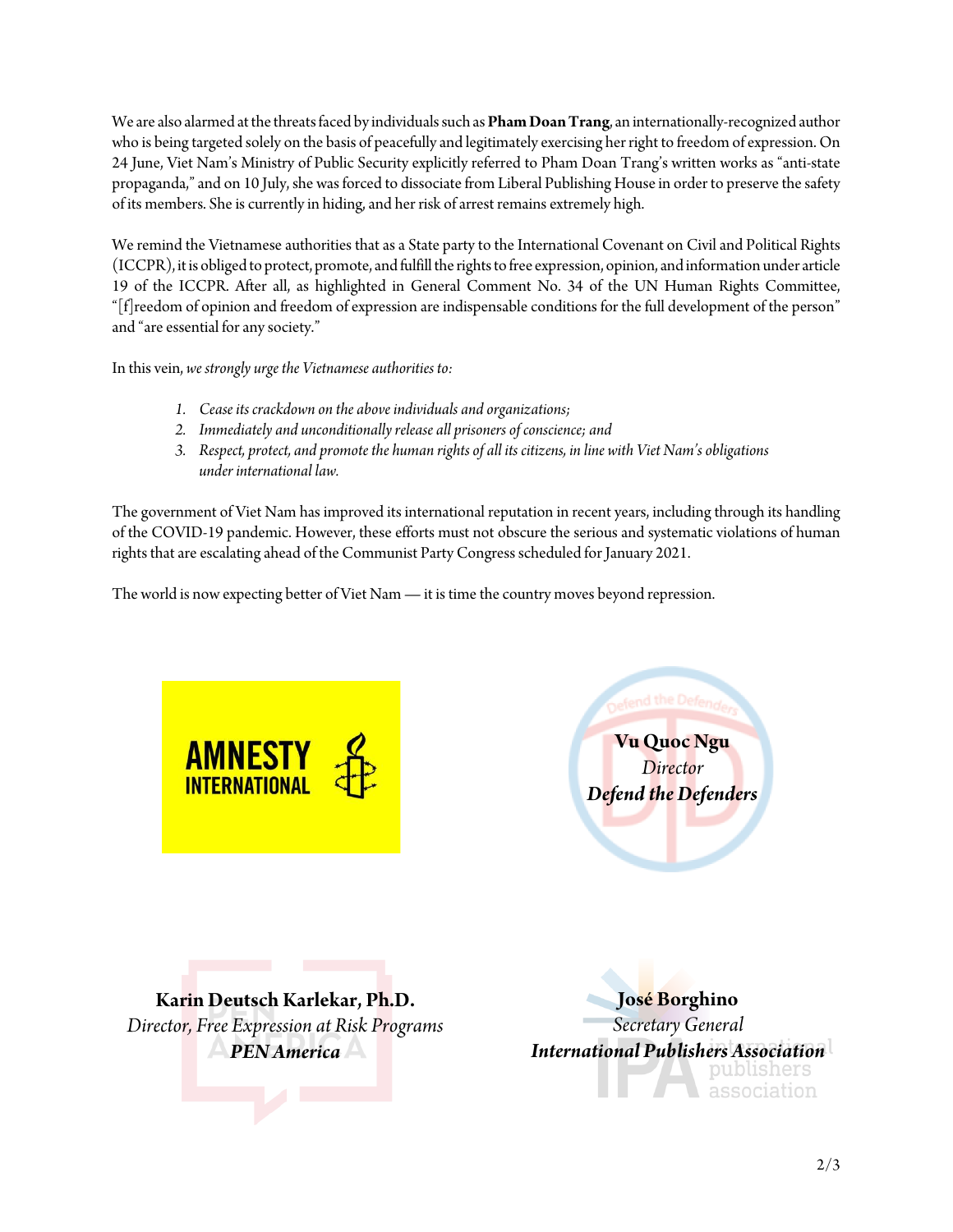We are also alarmed at the threats faced by individuals such as **Pham Doan Trang**, an internationally-recognized author who is being targeted solely on the basis of peacefully and legitimately exercising her right to freedom of expression. On 24 June, Viet Nam's Ministry of Public Security explicitly referred to Pham Doan Trang's written works as "anti-state propaganda," and on 10 July, she was forced to dissociate from Liberal Publishing House in order to preserve the safety of its members. She is currently in hiding, and her risk of arrest remains extremely high.

We remind the Vietnamese authorities that as a State party to the International Covenant on Civil and Political Rights (ICCPR), it is obliged to protect, promote, and fulfill the rights to free expression, opinion, and information under article 19 of the ICCPR. After all, as highlighted in General Comment No. 34 of the UN Human Rights Committee, "[f]reedom of opinion and freedom of expression are indispensable conditions for the full development of the person" and "are essential for any society."

In this vein, *we strongly urge the Vietnamese authorities to:*

1. *Cease its crackdown on the above individuals and organizations;*
2. *Immediately and unconditionally release all prisoners of conscience; and*
3. *Respect, protect, and promote the human rights of all its citizens, in line with Viet Nam's obligations under international law.*

The government of Viet Nam has improved its international reputation in recent years, including through its handling of the COVID-19 pandemic. However, these efforts must not obscure the serious and systematic violations of human rights that are escalating ahead of the Communist Party Congress scheduled for January 2021.

The world is now expecting better of Viet Nam — it is time the country moves beyond repression.

AMNESTY INTERNATIONAL

**Vu Quoc Ngu**
*Director*
***Defend the Defenders***

**Karin Deutsch Karlekar, Ph.D.**
*Director, Free Expression at Risk Programs*
***PEN America***

**José Borghino**
*Secretary General*
***International Publishers Association***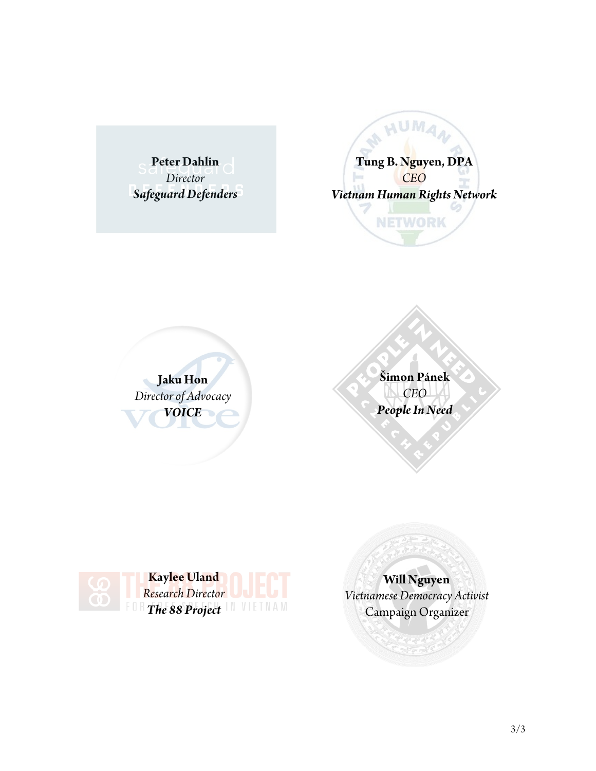**Peter Dahlin**
*Director*
***Safeguard Defenders***

**Tung B. Nguyen, DPA**
*CEO*
***Vietnam Human Rights Network***

**Jaku Hon**
*Director of Advocacy*
***VOICE***

**Šimon Pánek**
*CEO*
***People In Need***

**Kaylee Uland**
*Research Director*
***The 88 Project***

**Will Nguyen**
*Vietnamese Democracy Activist*
Campaign Organizer